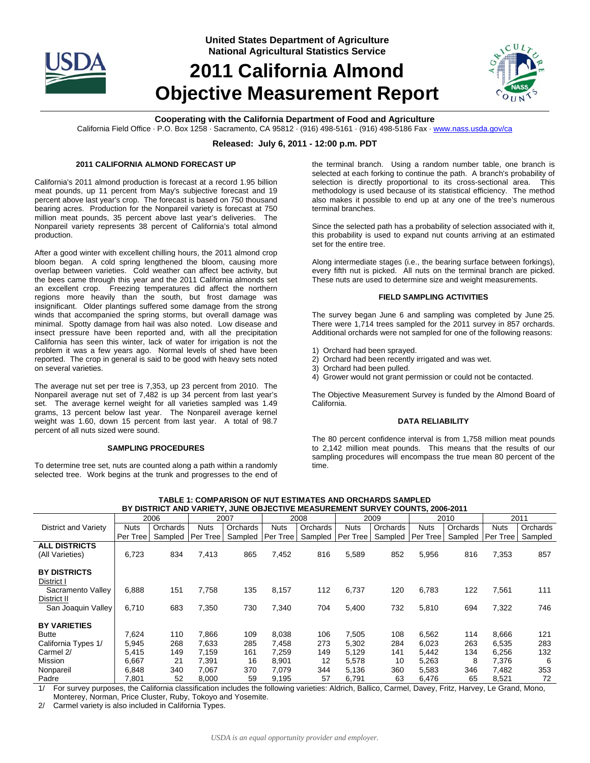United States Department of Agriculture
National Agricultural Statistics Service

# 2011 California Almond Objective Measurement Report

**Cooperating with the California Department of Food and Agriculture**

California Field Office · P.O. Box 1258 · Sacramento, CA 95812 · (916) 498-5161 · (916) 498-5186 Fax · www.nass.usda.gov/ca

**Released: July 6, 2011 - 12:00 p.m. PDT**

## 2011 CALIFORNIA ALMOND FORECAST UP

California's 2011 almond production is forecast at a record 1.95 billion meat pounds, up 11 percent from May's subjective forecast and 19 percent above last year's crop. The forecast is based on 750 thousand bearing acres. Production for the Nonpareil variety is forecast at 750 million meat pounds, 35 percent above last year's deliveries. The Nonpareil variety represents 38 percent of California's total almond production.

After a good winter with excellent chilling hours, the 2011 almond crop bloom began. A cold spring lengthened the bloom, causing more overlap between varieties. Cold weather can affect bee activity, but the bees came through this year and the 2011 California almonds set an excellent crop. Freezing temperatures did affect the northern regions more heavily than the south, but frost damage was insignificant. Older plantings suffered some damage from the strong winds that accompanied the spring storms, but overall damage was minimal. Spotty damage from hail was also noted. Low disease and insect pressure have been reported and, with all the precipitation California has seen this winter, lack of water for irrigation is not the problem it was a few years ago. Normal levels of shed have been reported. The crop in general is said to be good with heavy sets noted on several varieties.

The average nut set per tree is 7,353, up 23 percent from 2010. The Nonpareil average nut set of 7,482 is up 34 percent from last year's set. The average kernel weight for all varieties sampled was 1.49 grams, 13 percent below last year. The Nonpareil average kernel weight was 1.60, down 15 percent from last year. A total of 98.7 percent of all nuts sized were sound.

## SAMPLING PROCEDURES

To determine tree set, nuts are counted along a path within a randomly selected tree. Work begins at the trunk and progresses to the end of the terminal branch. Using a random number table, one branch is selected at each forking to continue the path. A branch's probability of selection is directly proportional to its cross-sectional area. This methodology is used because of its statistical efficiency. The method also makes it possible to end up at any one of the tree's numerous terminal branches.

Since the selected path has a probability of selection associated with it, this probability is used to expand nut counts arriving at an estimated set for the entire tree.

Along intermediate stages (i.e., the bearing surface between forkings), every fifth nut is picked. All nuts on the terminal branch are picked. These nuts are used to determine size and weight measurements.

## FIELD SAMPLING ACTIVITIES

The survey began June 6 and sampling was completed by June 25. There were 1,714 trees sampled for the 2011 survey in 857 orchards. Additional orchards were not sampled for one of the following reasons:

1) Orchard had been sprayed.
2) Orchard had been recently irrigated and was wet.
3) Orchard had been pulled.
4) Grower would not grant permission or could not be contacted.

The Objective Measurement Survey is funded by the Almond Board of California.

## DATA RELIABILITY

The 80 percent confidence interval is from 1,758 million meat pounds to 2,142 million meat pounds. This means that the results of our sampling procedures will encompass the true mean 80 percent of the time.

**TABLE 1: COMPARISON OF NUT ESTIMATES AND ORCHARDS SAMPLED BY DISTRICT AND VARIETY, JUNE OBJECTIVE MEASUREMENT SURVEY COUNTS, 2006-2011**

| District and Variety | 2006 | | 2007 | | 2008 | | 2009 | | 2010 | | 2011 | |
|---|---|---|---|---|---|---|---|---|---|---|---|---|
| | Nuts Per Tree | Orchards Sampled | Nuts Per Tree | Orchards Sampled | Nuts Per Tree | Orchards Sampled | Nuts Per Tree | Orchards Sampled | Nuts Per Tree | Orchards Sampled | Nuts Per Tree | Orchards Sampled |
| **ALL DISTRICTS** (All Varieties) | 6,723 | 834 | 7,413 | 865 | 7,452 | 816 | 5,589 | 852 | 5,956 | 816 | 7,353 | 857 |
| **BY DISTRICTS** | | | | | | | | | | | | |
| District I Sacramento Valley | 6,888 | 151 | 7,758 | 135 | 8,157 | 112 | 6,737 | 120 | 6,783 | 122 | 7,561 | 111 |
| District II San Joaquin Valley | 6,710 | 683 | 7,350 | 730 | 7,340 | 704 | 5,400 | 732 | 5,810 | 694 | 7,322 | 746 |
| **BY VARIETIES** | | | | | | | | | | | | |
| Butte | 7,624 | 110 | 7,866 | 109 | 8,038 | 106 | 7,505 | 108 | 6,562 | 114 | 8,666 | 121 |
| California Types 1/ | 5,945 | 268 | 7,633 | 285 | 7,458 | 273 | 5,302 | 284 | 6,023 | 263 | 6,535 | 283 |
| Carmel 2/ | 5,415 | 149 | 7,159 | 161 | 7,259 | 149 | 5,129 | 141 | 5,442 | 134 | 6,256 | 132 |
| Mission | 6,667 | 21 | 7,391 | 16 | 8,901 | 12 | 5,578 | 10 | 5,263 | 8 | 7,376 | 6 |
| Nonpareil | 6,848 | 340 | 7,067 | 370 | 7,079 | 344 | 5,136 | 360 | 5,583 | 346 | 7,482 | 353 |
| Padre | 7,801 | 52 | 8,000 | 59 | 9,195 | 57 | 6,791 | 63 | 6,476 | 65 | 8,521 | 72 |

1/ For survey purposes, the California classification includes the following varieties: Aldrich, Ballico, Carmel, Davey, Fritz, Harvey, Le Grand, Mono, Monterey, Norman, Price Cluster, Ruby, Tokoyo and Yosemite.

2/ Carmel variety is also included in California Types.

*USDA is an equal opportunity provider and employer.*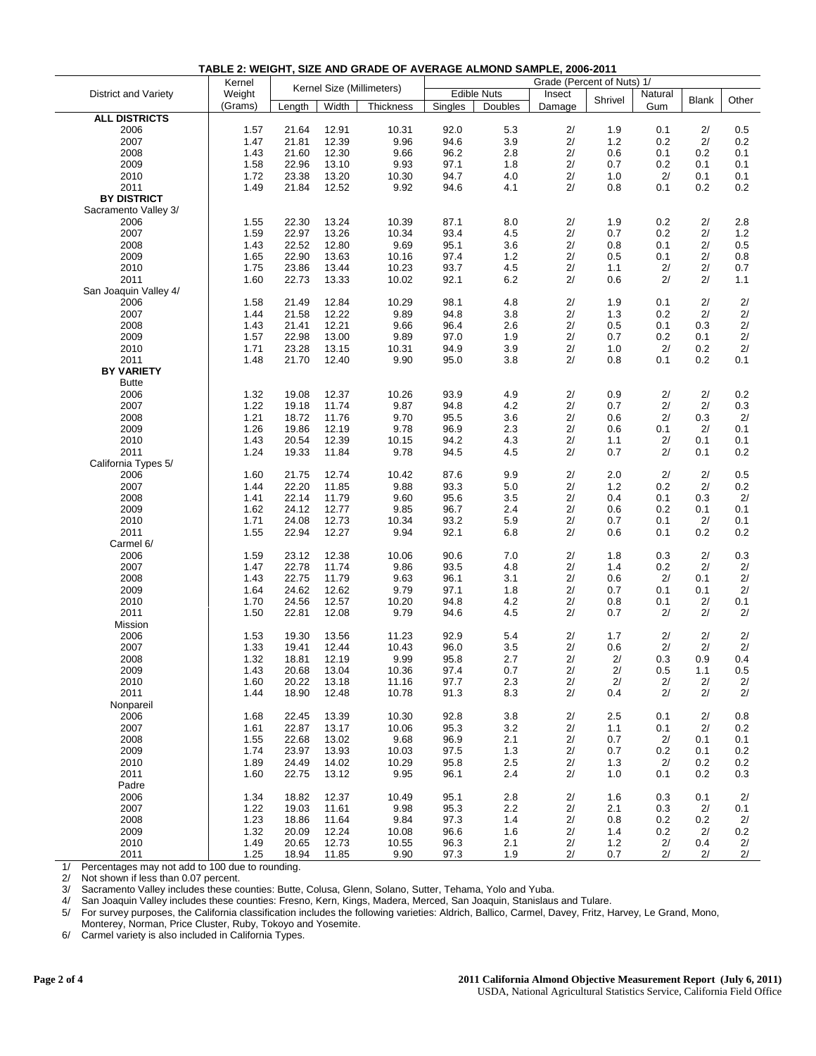**TABLE 2: WEIGHT, SIZE AND GRADE OF AVERAGE ALMOND SAMPLE, 2006-2011**

| District and Variety | Kernel Weight (Grams) | Kernel Size (Millimeters) | | | Grade (Percent of Nuts) 1/ | | | | | | |
|---|---|---|---|---|---|---|---|---|---|---|---|
| | | Length | Width | Thickness | Edible Nuts Singles | Edible Nuts Doubles | Insect Damage | Shrivel | Natural Gum | Blank | Other |
| **ALL DISTRICTS** | | | | | | | | | | | |
| 2006 | 1.57 | 21.64 | 12.91 | 10.31 | 92.0 | 5.3 | 2/ | 1.9 | 0.1 | 2/ | 0.5 |
| 2007 | 1.47 | 21.81 | 12.39 | 9.96 | 94.6 | 3.9 | 2/ | 1.2 | 0.2 | 2/ | 0.2 |
| 2008 | 1.43 | 21.60 | 12.30 | 9.66 | 96.2 | 2.8 | 2/ | 0.6 | 0.1 | 0.2 | 0.1 |
| 2009 | 1.58 | 22.96 | 13.10 | 9.93 | 97.1 | 1.8 | 2/ | 0.7 | 0.2 | 0.1 | 0.1 |
| 2010 | 1.72 | 23.38 | 13.20 | 10.30 | 94.7 | 4.0 | 2/ | 1.0 | 2/ | 0.1 | 0.1 |
| 2011 | 1.49 | 21.84 | 12.52 | 9.92 | 94.6 | 4.1 | 2/ | 0.8 | 0.1 | 0.2 | 0.2 |
| **BY DISTRICT** | | | | | | | | | | | |
| Sacramento Valley 3/ | | | | | | | | | | | |
| 2006 | 1.55 | 22.30 | 13.24 | 10.39 | 87.1 | 8.0 | 2/ | 1.9 | 0.2 | 2/ | 2.8 |
| 2007 | 1.59 | 22.97 | 13.26 | 10.34 | 93.4 | 4.5 | 2/ | 0.7 | 0.2 | 2/ | 1.2 |
| 2008 | 1.43 | 22.52 | 12.80 | 9.69 | 95.1 | 3.6 | 2/ | 0.8 | 0.1 | 2/ | 0.5 |
| 2009 | 1.65 | 22.90 | 13.63 | 10.16 | 97.4 | 1.2 | 2/ | 0.5 | 0.1 | 2/ | 0.8 |
| 2010 | 1.75 | 23.86 | 13.44 | 10.23 | 93.7 | 4.5 | 2/ | 1.1 | 2/ | 2/ | 0.7 |
| 2011 | 1.60 | 22.73 | 13.33 | 10.02 | 92.1 | 6.2 | 2/ | 0.6 | 2/ | 2/ | 1.1 |
| San Joaquin Valley 4/ | | | | | | | | | | | |
| 2006 | 1.58 | 21.49 | 12.84 | 10.29 | 98.1 | 4.8 | 2/ | 1.9 | 0.1 | 2/ | 2/ |
| 2007 | 1.44 | 21.58 | 12.22 | 9.89 | 94.8 | 3.8 | 2/ | 1.3 | 0.2 | 2/ | 2/ |
| 2008 | 1.43 | 21.41 | 12.21 | 9.66 | 96.4 | 2.6 | 2/ | 0.5 | 0.1 | 0.3 | 2/ |
| 2009 | 1.57 | 22.98 | 13.00 | 9.89 | 97.0 | 1.9 | 2/ | 0.7 | 0.2 | 0.1 | 2/ |
| 2010 | 1.71 | 23.28 | 13.15 | 10.31 | 94.9 | 3.9 | 2/ | 1.0 | 2/ | 0.2 | 2/ |
| 2011 | 1.48 | 21.70 | 12.40 | 9.90 | 95.0 | 3.8 | 2/ | 0.8 | 0.1 | 0.2 | 0.1 |
| **BY VARIETY** | | | | | | | | | | | |
| Butte | | | | | | | | | | | |
| 2006 | 1.32 | 19.08 | 12.37 | 10.26 | 93.9 | 4.9 | 2/ | 0.9 | 2/ | 2/ | 0.2 |
| 2007 | 1.22 | 19.18 | 11.74 | 9.87 | 94.8 | 4.2 | 2/ | 0.7 | 2/ | 2/ | 0.3 |
| 2008 | 1.21 | 18.72 | 11.76 | 9.70 | 95.5 | 3.6 | 2/ | 0.6 | 2/ | 0.3 | 2/ |
| 2009 | 1.26 | 19.86 | 12.19 | 9.78 | 96.9 | 2.3 | 2/ | 0.6 | 0.1 | 2/ | 0.1 |
| 2010 | 1.43 | 20.54 | 12.39 | 10.15 | 94.2 | 4.3 | 2/ | 1.1 | 2/ | 0.1 | 0.1 |
| 2011 | 1.24 | 19.33 | 11.84 | 9.78 | 94.5 | 4.5 | 2/ | 0.7 | 2/ | 0.1 | 0.2 |
| California Types 5/ | | | | | | | | | | | |
| 2006 | 1.60 | 21.75 | 12.74 | 10.42 | 87.6 | 9.9 | 2/ | 2.0 | 2/ | 2/ | 0.5 |
| 2007 | 1.44 | 22.20 | 11.85 | 9.88 | 93.3 | 5.0 | 2/ | 1.2 | 0.2 | 2/ | 0.2 |
| 2008 | 1.41 | 22.14 | 11.79 | 9.60 | 95.6 | 3.5 | 2/ | 0.4 | 0.1 | 0.3 | 2/ |
| 2009 | 1.62 | 24.12 | 12.77 | 9.85 | 96.7 | 2.4 | 2/ | 0.6 | 0.2 | 0.1 | 0.1 |
| 2010 | 1.71 | 24.08 | 12.73 | 10.34 | 93.2 | 5.9 | 2/ | 0.7 | 0.1 | 2/ | 0.1 |
| 2011 | 1.55 | 22.94 | 12.27 | 9.94 | 92.1 | 6.8 | 2/ | 0.6 | 0.1 | 0.2 | 0.2 |
| Carmel 6/ | | | | | | | | | | | |
| 2006 | 1.59 | 23.12 | 12.38 | 10.06 | 90.6 | 7.0 | 2/ | 1.8 | 0.3 | 2/ | 0.3 |
| 2007 | 1.47 | 22.78 | 11.74 | 9.86 | 93.5 | 4.8 | 2/ | 1.4 | 0.2 | 2/ | 2/ |
| 2008 | 1.43 | 22.75 | 11.79 | 9.63 | 96.1 | 3.1 | 2/ | 0.6 | 2/ | 0.1 | 2/ |
| 2009 | 1.64 | 24.62 | 12.62 | 9.79 | 97.1 | 1.8 | 2/ | 0.7 | 0.1 | 0.1 | 2/ |
| 2010 | 1.70 | 24.56 | 12.57 | 10.20 | 94.8 | 4.2 | 2/ | 0.8 | 0.1 | 2/ | 0.1 |
| 2011 | 1.50 | 22.81 | 12.08 | 9.79 | 94.6 | 4.5 | 2/ | 0.7 | 2/ | 2/ | 2/ |
| Mission | | | | | | | | | | | |
| 2006 | 1.53 | 19.30 | 13.56 | 11.23 | 92.9 | 5.4 | 2/ | 1.7 | 2/ | 2/ | 2/ |
| 2007 | 1.33 | 19.41 | 12.44 | 10.43 | 96.0 | 3.5 | 2/ | 0.6 | 2/ | 2/ | 2/ |
| 2008 | 1.32 | 18.81 | 12.19 | 9.99 | 95.8 | 2.7 | 2/ | 2/ | 0.3 | 0.9 | 0.4 |
| 2009 | 1.43 | 20.68 | 13.04 | 10.36 | 97.4 | 0.7 | 2/ | 2/ | 0.5 | 1.1 | 0.5 |
| 2010 | 1.60 | 20.22 | 13.18 | 11.16 | 97.7 | 2.3 | 2/ | 2/ | 2/ | 2/ | 2/ |
| 2011 | 1.44 | 18.90 | 12.48 | 10.78 | 91.3 | 8.3 | 2/ | 0.4 | 2/ | 2/ | 2/ |
| Nonpareil | | | | | | | | | | | |
| 2006 | 1.68 | 22.45 | 13.39 | 10.30 | 92.8 | 3.8 | 2/ | 2.5 | 0.1 | 2/ | 0.8 |
| 2007 | 1.61 | 22.87 | 13.17 | 10.06 | 95.3 | 3.2 | 2/ | 1.1 | 0.1 | 2/ | 0.2 |
| 2008 | 1.55 | 22.68 | 13.02 | 9.68 | 96.9 | 2.1 | 2/ | 0.7 | 2/ | 0.1 | 0.1 |
| 2009 | 1.74 | 23.97 | 13.93 | 10.03 | 97.5 | 1.3 | 2/ | 0.7 | 0.2 | 0.1 | 0.2 |
| 2010 | 1.89 | 24.49 | 14.02 | 10.29 | 95.8 | 2.5 | 2/ | 1.3 | 2/ | 0.2 | 0.2 |
| 2011 | 1.60 | 22.75 | 13.12 | 9.95 | 96.1 | 2.4 | 2/ | 1.0 | 0.1 | 0.2 | 0.3 |
| Padre | | | | | | | | | | | |
| 2006 | 1.34 | 18.82 | 12.37 | 10.49 | 95.1 | 2.8 | 2/ | 1.6 | 0.3 | 0.1 | 2/ |
| 2007 | 1.22 | 19.03 | 11.61 | 9.98 | 95.3 | 2.2 | 2/ | 2.1 | 0.3 | 2/ | 0.1 |
| 2008 | 1.23 | 18.86 | 11.64 | 9.84 | 97.3 | 1.4 | 2/ | 0.8 | 0.2 | 0.2 | 2/ |
| 2009 | 1.32 | 20.09 | 12.24 | 10.08 | 96.6 | 1.6 | 2/ | 1.4 | 0.2 | 2/ | 0.2 |
| 2010 | 1.49 | 20.65 | 12.73 | 10.55 | 96.3 | 2.1 | 2/ | 1.2 | 2/ | 0.4 | 2/ |
| 2011 | 1.25 | 18.94 | 11.85 | 9.90 | 97.3 | 1.9 | 2/ | 0.7 | 2/ | 2/ | 2/ |

1/ Percentages may not add to 100 due to rounding.
2/ Not shown if less than 0.07 percent.
3/ Sacramento Valley includes these counties: Butte, Colusa, Glenn, Solano, Sutter, Tehama, Yolo and Yuba.
4/ San Joaquin Valley includes these counties: Fresno, Kern, Kings, Madera, Merced, San Joaquin, Stanislaus and Tulare.
5/ For survey purposes, the California classification includes the following varieties: Aldrich, Ballico, Carmel, Davey, Fritz, Harvey, Le Grand, Mono, Monterey, Norman, Price Cluster, Ruby, Tokoyo and Yosemite.
6/ Carmel variety is also included in California Types.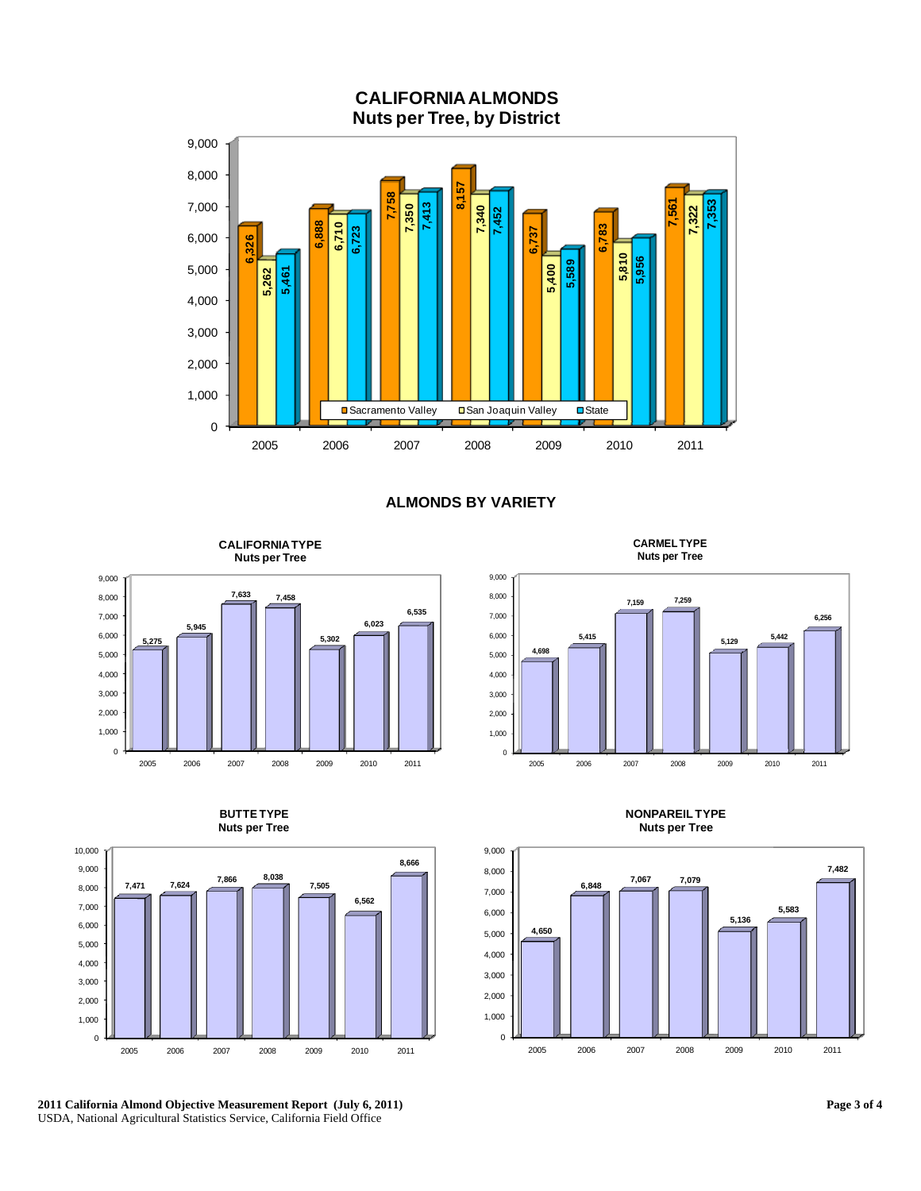## CALIFORNIA ALMONDS
### Nuts per Tree, by District

| Year | Sacramento Valley | San Joaquin Valley | State |
|---|---|---|---|
| 2005 | 6,326 | 5,262 | 5,461 |
| 2006 | 6,888 | 6,710 | 6,723 |
| 2007 | 7,758 | 7,350 | 7,413 |
| 2008 | 8,157 | 7,340 | 7,452 |
| 2009 | 6,737 | 5,400 | 5,589 |
| 2010 | 6,783 | 5,810 | 5,956 |
| 2011 | 7,561 | 7,322 | 7,353 |

## ALMONDS BY VARIETY

### CALIFORNIA TYPE Nuts per Tree

| 2005 | 2006 | 2007 | 2008 | 2009 | 2010 | 2011 |
|---|---|---|---|---|---|---|
| 5,275 | 5,945 | 7,633 | 7,458 | 5,302 | 6,023 | 6,535 |

### CARMEL TYPE Nuts per Tree

| 2005 | 2006 | 2007 | 2008 | 2009 | 2010 | 2011 |
|---|---|---|---|---|---|---|
| 4,698 | 5,415 | 7,159 | 7,259 | 5,129 | 5,442 | 6,256 |

### BUTTE TYPE Nuts per Tree

| 2005 | 2006 | 2007 | 2008 | 2009 | 2010 | 2011 |
|---|---|---|---|---|---|---|
| 7,471 | 7,624 | 7,866 | 8,038 | 7,505 | 6,562 | 8,666 |

### NONPAREIL TYPE Nuts per Tree

| 2005 | 2006 | 2007 | 2008 | 2009 | 2010 | 2011 |
|---|---|---|---|---|---|---|
| 4,650 | 6,848 | 7,067 | 7,079 | 5,136 | 5,583 | 7,482 |

**2011 California Almond Objective Measurement Report (July 6, 2011)**
USDA, National Agricultural Statistics Service, California Field Office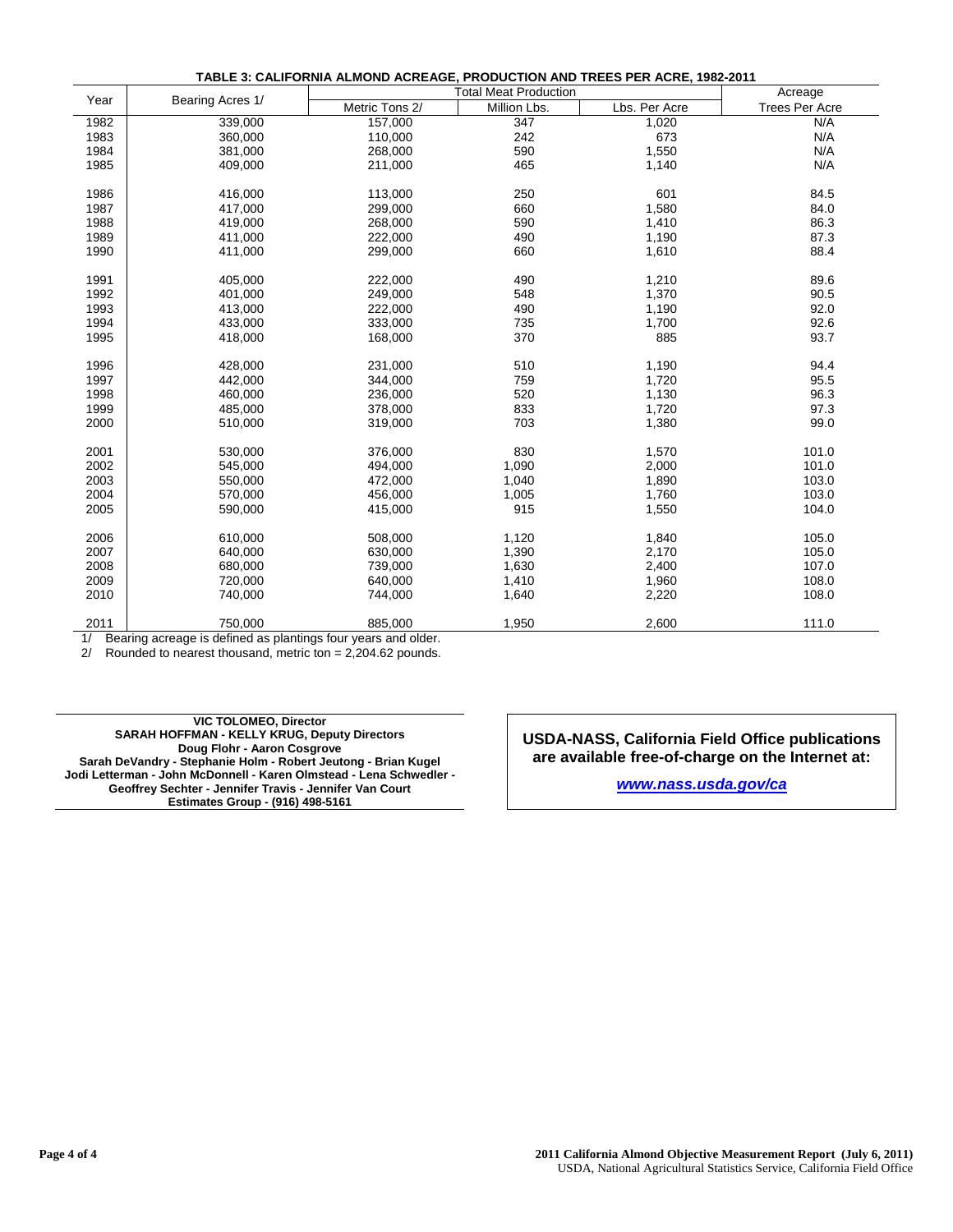**TABLE 3: CALIFORNIA ALMOND ACREAGE, PRODUCTION AND TREES PER ACRE, 1982-2011**

| Year | Bearing Acres 1/ | Total Meat Production | | | Acreage |
|---|---|---|---|---|---|
| | | Metric Tons 2/ | Million Lbs. | Lbs. Per Acre | Trees Per Acre |
| 1982 | 339,000 | 157,000 | 347 | 1,020 | N/A |
| 1983 | 360,000 | 110,000 | 242 | 673 | N/A |
| 1984 | 381,000 | 268,000 | 590 | 1,550 | N/A |
| 1985 | 409,000 | 211,000 | 465 | 1,140 | N/A |
| 1986 | 416,000 | 113,000 | 250 | 601 | 84.5 |
| 1987 | 417,000 | 299,000 | 660 | 1,580 | 84.0 |
| 1988 | 419,000 | 268,000 | 590 | 1,410 | 86.3 |
| 1989 | 411,000 | 222,000 | 490 | 1,190 | 87.3 |
| 1990 | 411,000 | 299,000 | 660 | 1,610 | 88.4 |
| 1991 | 405,000 | 222,000 | 490 | 1,210 | 89.6 |
| 1992 | 401,000 | 249,000 | 548 | 1,370 | 90.5 |
| 1993 | 413,000 | 222,000 | 490 | 1,190 | 92.0 |
| 1994 | 433,000 | 333,000 | 735 | 1,700 | 92.6 |
| 1995 | 418,000 | 168,000 | 370 | 885 | 93.7 |
| 1996 | 428,000 | 231,000 | 510 | 1,190 | 94.4 |
| 1997 | 442,000 | 344,000 | 759 | 1,720 | 95.5 |
| 1998 | 460,000 | 236,000 | 520 | 1,130 | 96.3 |
| 1999 | 485,000 | 378,000 | 833 | 1,720 | 97.3 |
| 2000 | 510,000 | 319,000 | 703 | 1,380 | 99.0 |
| 2001 | 530,000 | 376,000 | 830 | 1,570 | 101.0 |
| 2002 | 545,000 | 494,000 | 1,090 | 2,000 | 101.0 |
| 2003 | 550,000 | 472,000 | 1,040 | 1,890 | 103.0 |
| 2004 | 570,000 | 456,000 | 1,005 | 1,760 | 103.0 |
| 2005 | 590,000 | 415,000 | 915 | 1,550 | 104.0 |
| 2006 | 610,000 | 508,000 | 1,120 | 1,840 | 105.0 |
| 2007 | 640,000 | 630,000 | 1,390 | 2,170 | 105.0 |
| 2008 | 680,000 | 739,000 | 1,630 | 2,400 | 107.0 |
| 2009 | 720,000 | 640,000 | 1,410 | 1,960 | 108.0 |
| 2010 | 740,000 | 744,000 | 1,640 | 2,220 | 108.0 |
| 2011 | 750,000 | 885,000 | 1,950 | 2,600 | 111.0 |

1/ Bearing acreage is defined as plantings four years and older.

2/ Rounded to nearest thousand, metric ton = 2,204.62 pounds.

**VIC TOLOMEO, Director**
**SARAH HOFFMAN - KELLY KRUG, Deputy Directors**
**Doug Flohr - Aaron Cosgrove**
**Sarah DeVandry - Stephanie Holm - Robert Jeutong - Brian Kugel**
**Jodi Letterman - John McDonnell - Karen Olmstead - Lena Schwedler -**
**Geoffrey Sechter - Jennifer Travis - Jennifer Van Court**
**Estimates Group - (916) 498-5161**

**USDA-NASS, California Field Office publications are available free-of-charge on the Internet at:**

***www.nass.usda.gov/ca***